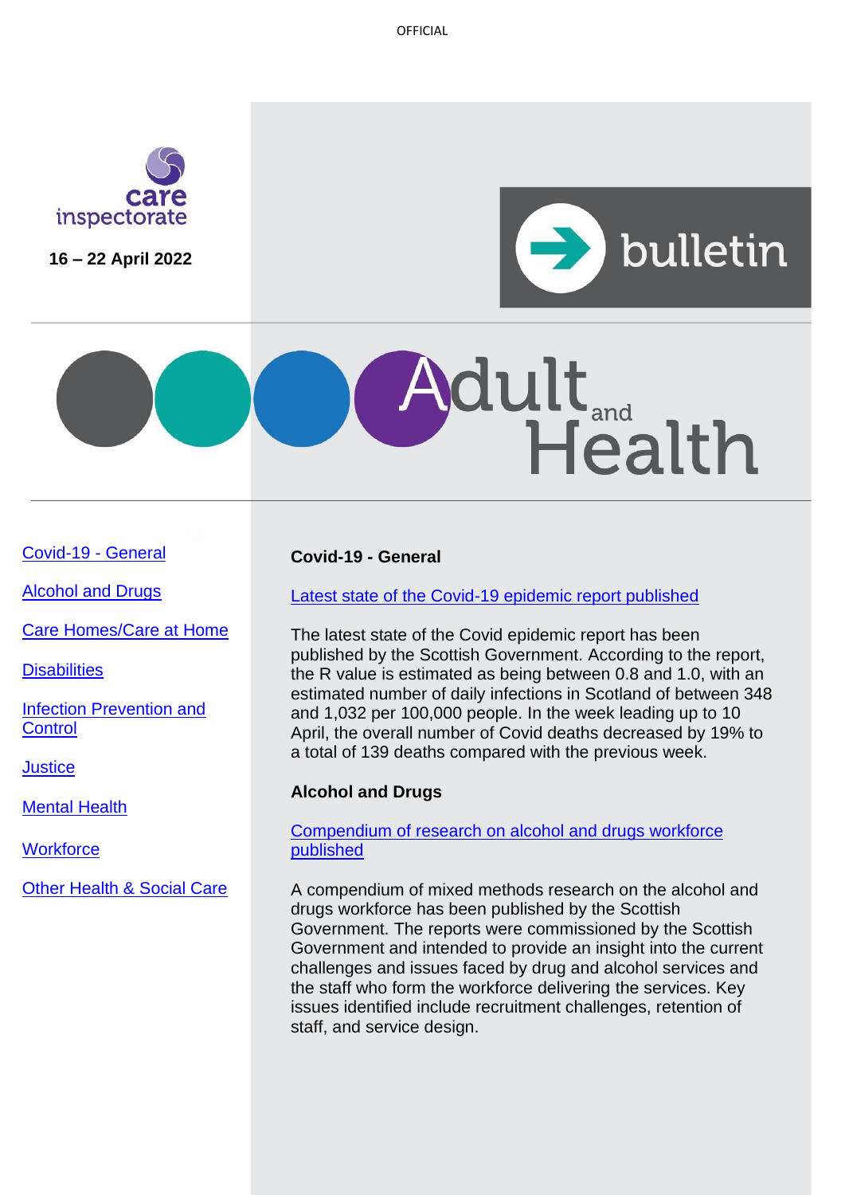care inspectorate

16 – 22 April 2022

bulletin

# Adult and Health

- Covid-19 - General
- Alcohol and Drugs
- Care Homes/Care at Home
- Disabilities
- Infection Prevention and Control
- Justice
- Mental Health
- Workforce
- Other Health & Social Care

## Covid-19 - General

### Latest state of the Covid-19 epidemic report published

The latest state of the Covid epidemic report has been published by the Scottish Government. According to the report, the R value is estimated as being between 0.8 and 1.0, with an estimated number of daily infections in Scotland of between 348 and 1,032 per 100,000 people. In the week leading up to 10 April, the overall number of Covid deaths decreased by 19% to a total of 139 deaths compared with the previous week.

## Alcohol and Drugs

### Compendium of research on alcohol and drugs workforce published

A compendium of mixed methods research on the alcohol and drugs workforce has been published by the Scottish Government. The reports were commissioned by the Scottish Government and intended to provide an insight into the current challenges and issues faced by drug and alcohol services and the staff who form the workforce delivering the services. Key issues identified include recruitment challenges, retention of staff, and service design.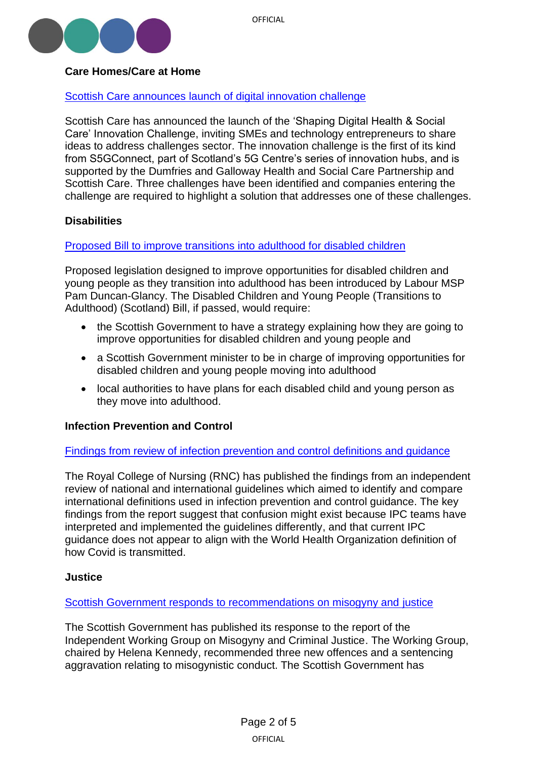**Care Homes/Care at Home**

[Scottish Care announces launch of digital innovation challenge]

Scottish Care has announced the launch of the 'Shaping Digital Health & Social Care' Innovation Challenge, inviting SMEs and technology entrepreneurs to share ideas to address challenges sector. The innovation challenge is the first of its kind from S5GConnect, part of Scotland's 5G Centre's series of innovation hubs, and is supported by the Dumfries and Galloway Health and Social Care Partnership and Scottish Care. Three challenges have been identified and companies entering the challenge are required to highlight a solution that addresses one of these challenges.

**Disabilities**

[Proposed Bill to improve transitions into adulthood for disabled children]

Proposed legislation designed to improve opportunities for disabled children and young people as they transition into adulthood has been introduced by Labour MSP Pam Duncan-Glancy. The Disabled Children and Young People (Transitions to Adulthood) (Scotland) Bill, if passed, would require:

- the Scottish Government to have a strategy explaining how they are going to improve opportunities for disabled children and young people and
- a Scottish Government minister to be in charge of improving opportunities for disabled children and young people moving into adulthood
- local authorities to have plans for each disabled child and young person as they move into adulthood.

**Infection Prevention and Control**

[Findings from review of infection prevention and control definitions and guidance]

The Royal College of Nursing (RNC) has published the findings from an independent review of national and international guidelines which aimed to identify and compare international definitions used in infection prevention and control guidance. The key findings from the report suggest that confusion might exist because IPC teams have interpreted and implemented the guidelines differently, and that current IPC guidance does not appear to align with the World Health Organization definition of how Covid is transmitted.

**Justice**

[Scottish Government responds to recommendations on misogyny and justice]

The Scottish Government has published its response to the report of the Independent Working Group on Misogyny and Criminal Justice. The Working Group, chaired by Helena Kennedy, recommended three new offences and a sentencing aggravation relating to misogynistic conduct. The Scottish Government has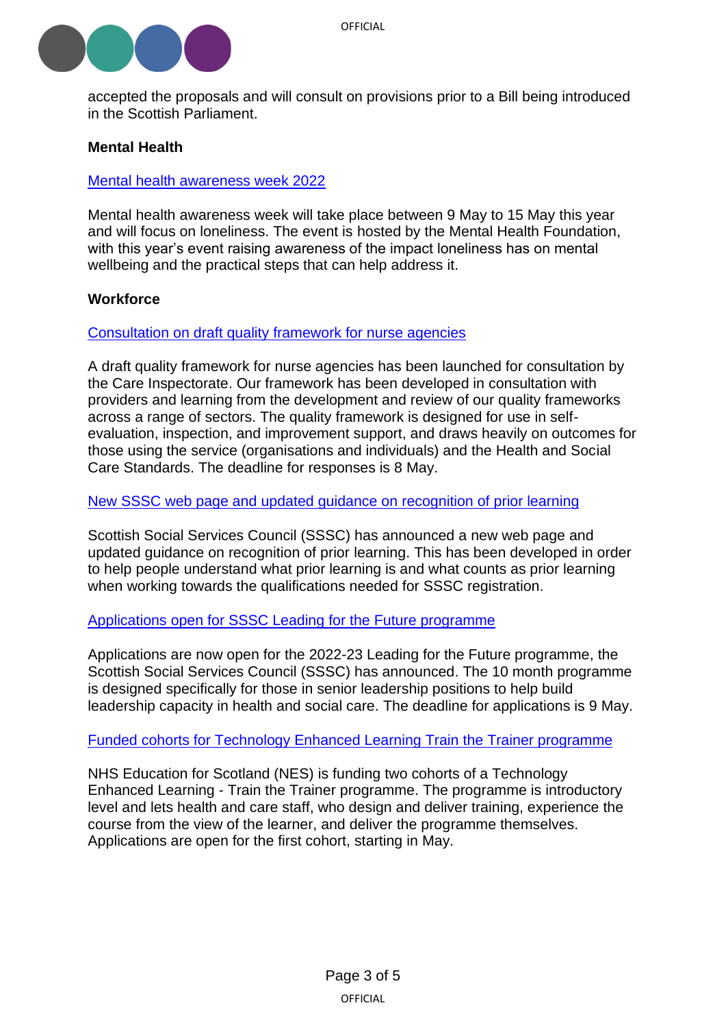accepted the proposals and will consult on provisions prior to a Bill being introduced in the Scottish Parliament.

## Mental Health

Mental health awareness week 2022

Mental health awareness week will take place between 9 May to 15 May this year and will focus on loneliness. The event is hosted by the Mental Health Foundation, with this year's event raising awareness of the impact loneliness has on mental wellbeing and the practical steps that can help address it.

## Workforce

Consultation on draft quality framework for nurse agencies

A draft quality framework for nurse agencies has been launched for consultation by the Care Inspectorate. Our framework has been developed in consultation with providers and learning from the development and review of our quality frameworks across a range of sectors. The quality framework is designed for use in self-evaluation, inspection, and improvement support, and draws heavily on outcomes for those using the service (organisations and individuals) and the Health and Social Care Standards. The deadline for responses is 8 May.

New SSSC web page and updated guidance on recognition of prior learning

Scottish Social Services Council (SSSC) has announced a new web page and updated guidance on recognition of prior learning. This has been developed in order to help people understand what prior learning is and what counts as prior learning when working towards the qualifications needed for SSSC registration.

Applications open for SSSC Leading for the Future programme

Applications are now open for the 2022-23 Leading for the Future programme, the Scottish Social Services Council (SSSC) has announced. The 10 month programme is designed specifically for those in senior leadership positions to help build leadership capacity in health and social care. The deadline for applications is 9 May.

Funded cohorts for Technology Enhanced Learning Train the Trainer programme

NHS Education for Scotland (NES) is funding two cohorts of a Technology Enhanced Learning - Train the Trainer programme. The programme is introductory level and lets health and care staff, who design and deliver training, experience the course from the view of the learner, and deliver the programme themselves. Applications are open for the first cohort, starting in May.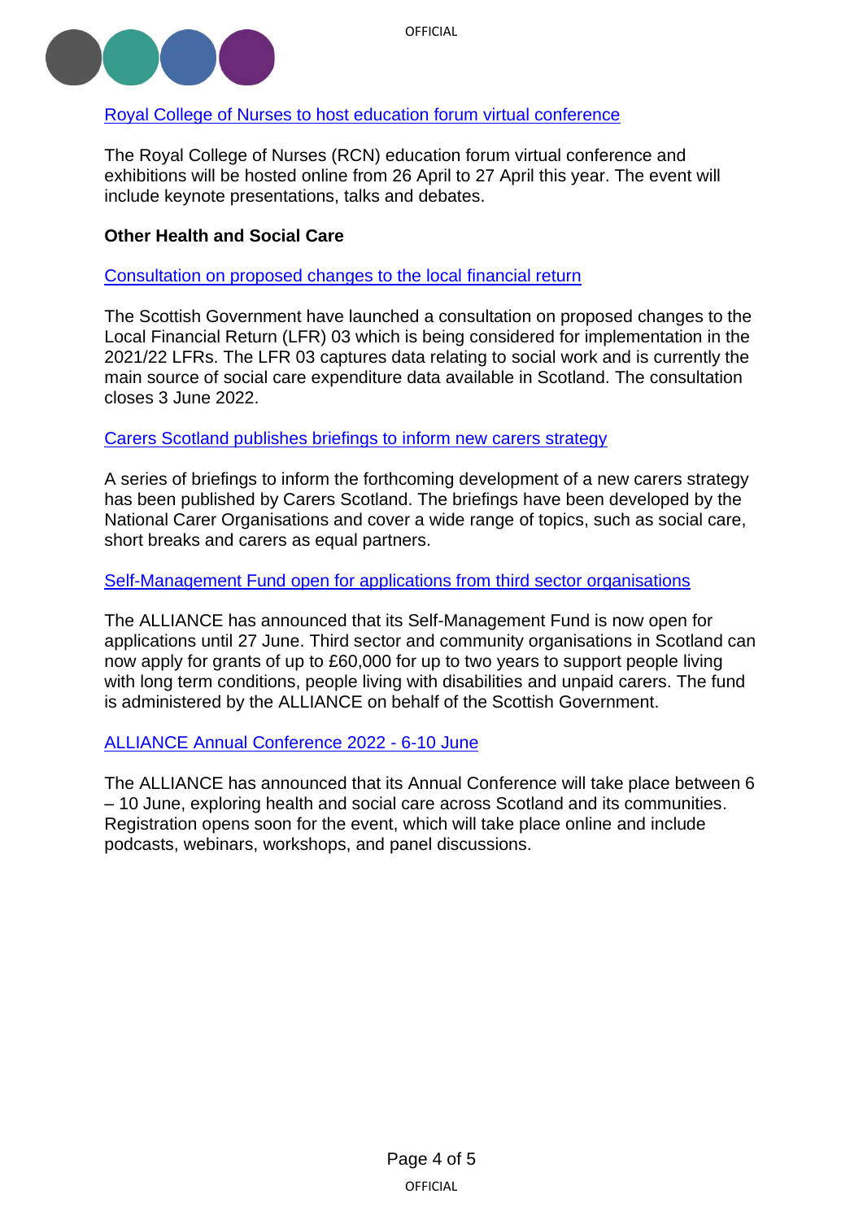Royal College of Nurses to host education forum virtual conference

The Royal College of Nurses (RCN) education forum virtual conference and exhibitions will be hosted online from 26 April to 27 April this year. The event will include keynote presentations, talks and debates.

**Other Health and Social Care**

Consultation on proposed changes to the local financial return

The Scottish Government have launched a consultation on proposed changes to the Local Financial Return (LFR) 03 which is being considered for implementation in the 2021/22 LFRs. The LFR 03 captures data relating to social work and is currently the main source of social care expenditure data available in Scotland. The consultation closes 3 June 2022.

Carers Scotland publishes briefings to inform new carers strategy

A series of briefings to inform the forthcoming development of a new carers strategy has been published by Carers Scotland. The briefings have been developed by the National Carer Organisations and cover a wide range of topics, such as social care, short breaks and carers as equal partners.

Self-Management Fund open for applications from third sector organisations

The ALLIANCE has announced that its Self-Management Fund is now open for applications until 27 June. Third sector and community organisations in Scotland can now apply for grants of up to £60,000 for up to two years to support people living with long term conditions, people living with disabilities and unpaid carers. The fund is administered by the ALLIANCE on behalf of the Scottish Government.

ALLIANCE Annual Conference 2022 - 6-10 June

The ALLIANCE has announced that its Annual Conference will take place between 6 – 10 June, exploring health and social care across Scotland and its communities. Registration opens soon for the event, which will take place online and include podcasts, webinars, workshops, and panel discussions.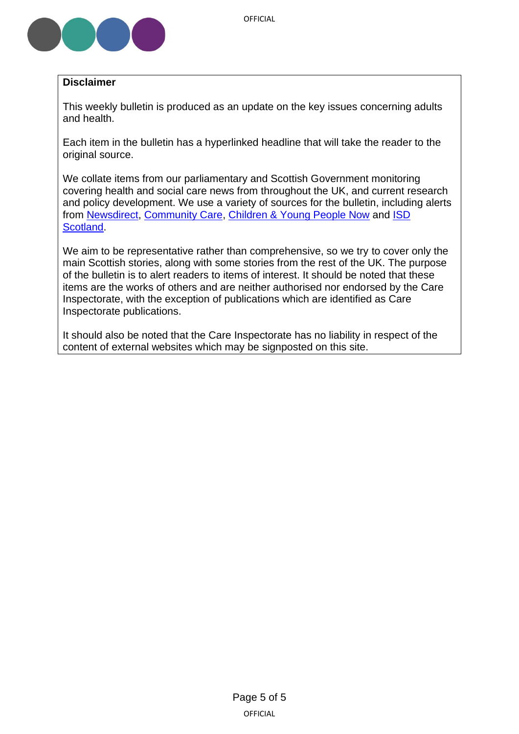**Disclaimer**

This weekly bulletin is produced as an update on the key issues concerning adults and health.

Each item in the bulletin has a hyperlinked headline that will take the reader to the original source.

We collate items from our parliamentary and Scottish Government monitoring covering health and social care news from throughout the UK, and current research and policy development. We use a variety of sources for the bulletin, including alerts from Newsdirect, Community Care, Children & Young People Now and ISD Scotland.

We aim to be representative rather than comprehensive, so we try to cover only the main Scottish stories, along with some stories from the rest of the UK. The purpose of the bulletin is to alert readers to items of interest. It should be noted that these items are the works of others and are neither authorised nor endorsed by the Care Inspectorate, with the exception of publications which are identified as Care Inspectorate publications.

It should also be noted that the Care Inspectorate has no liability in respect of the content of external websites which may be signposted on this site.